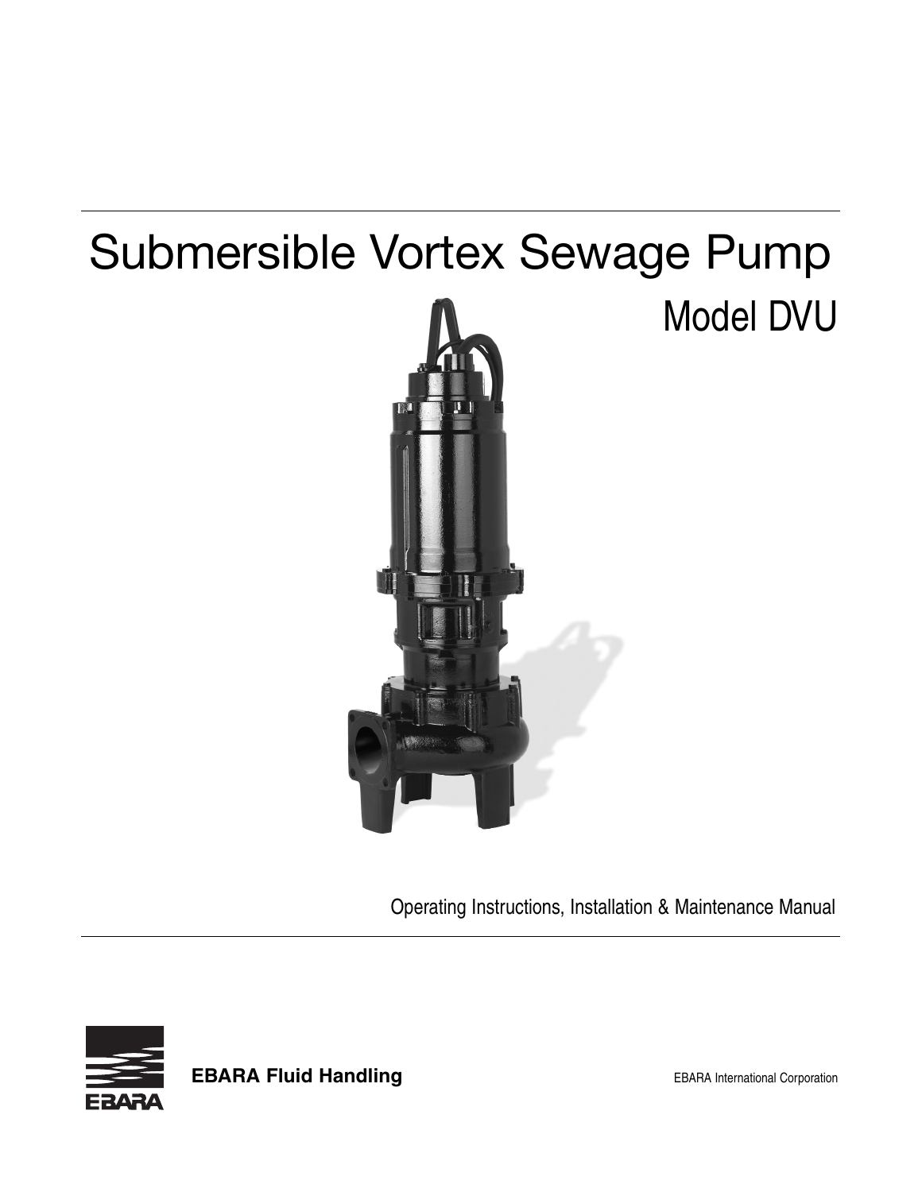# Submersible Vortex Sewage Pump

## Model DVU

Operating Instructions, Installation & Maintenance Manual

**EBARA Fluid Handling**

EBARA International Corporation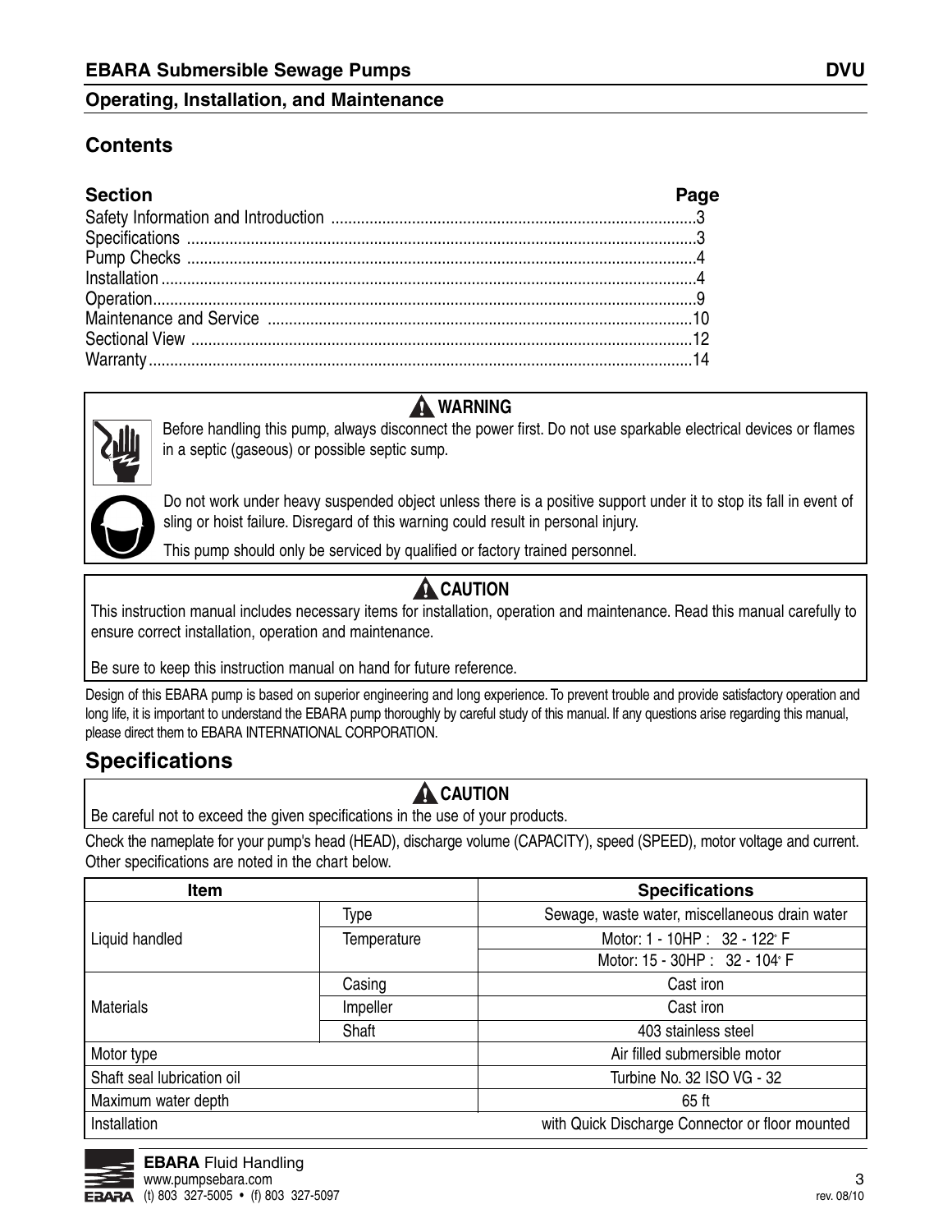## Operating, Installation, and Maintenance

### Contents

| Section | Page |
|---|---|
| Safety Information and Introduction | 3 |
| Specifications | 3 |
| Pump Checks | 4 |
| Installation | 4 |
| Operation | 9 |
| Maintenance and Service | 10 |
| Sectional View | 12 |
| Warranty | 14 |

**WARNING**

Before handling this pump, always disconnect the power first. Do not use sparkable electrical devices or flames in a septic (gaseous) or possible septic sump.

Do not work under heavy suspended object unless there is a positive support under it to stop its fall in event of sling or hoist failure. Disregard of this warning could result in personal injury.

This pump should only be serviced by qualified or factory trained personnel.

**CAUTION**

This instruction manual includes necessary items for installation, operation and maintenance. Read this manual carefully to ensure correct installation, operation and maintenance.

Be sure to keep this instruction manual on hand for future reference.

Design of this EBARA pump is based on superior engineering and long experience. To prevent trouble and provide satisfactory operation and long life, it is important to understand the EBARA pump thoroughly by careful study of this manual. If any questions arise regarding this manual, please direct them to EBARA INTERNATIONAL CORPORATION.

## Specifications

**CAUTION**

Be careful not to exceed the given specifications in the use of your products.

Check the nameplate for your pump's head (HEAD), discharge volume (CAPACITY), speed (SPEED), motor voltage and current. Other specifications are noted in the chart below.

| Item | | Specifications |
|---|---|---|
| Liquid handled | Type | Sewage, waste water, miscellaneous drain water |
| | Temperature | Motor: 1 - 10HP : 32 - 122° F |
| | | Motor: 15 - 30HP : 32 - 104° F |
| Materials | Casing | Cast iron |
| | Impeller | Cast iron |
| | Shaft | 403 stainless steel |
| Motor type | | Air filled submersible motor |
| Shaft seal lubrication oil | | Turbine No. 32 ISO VG - 32 |
| Maximum water depth | | 65 ft |
| Installation | | with Quick Discharge Connector or floor mounted |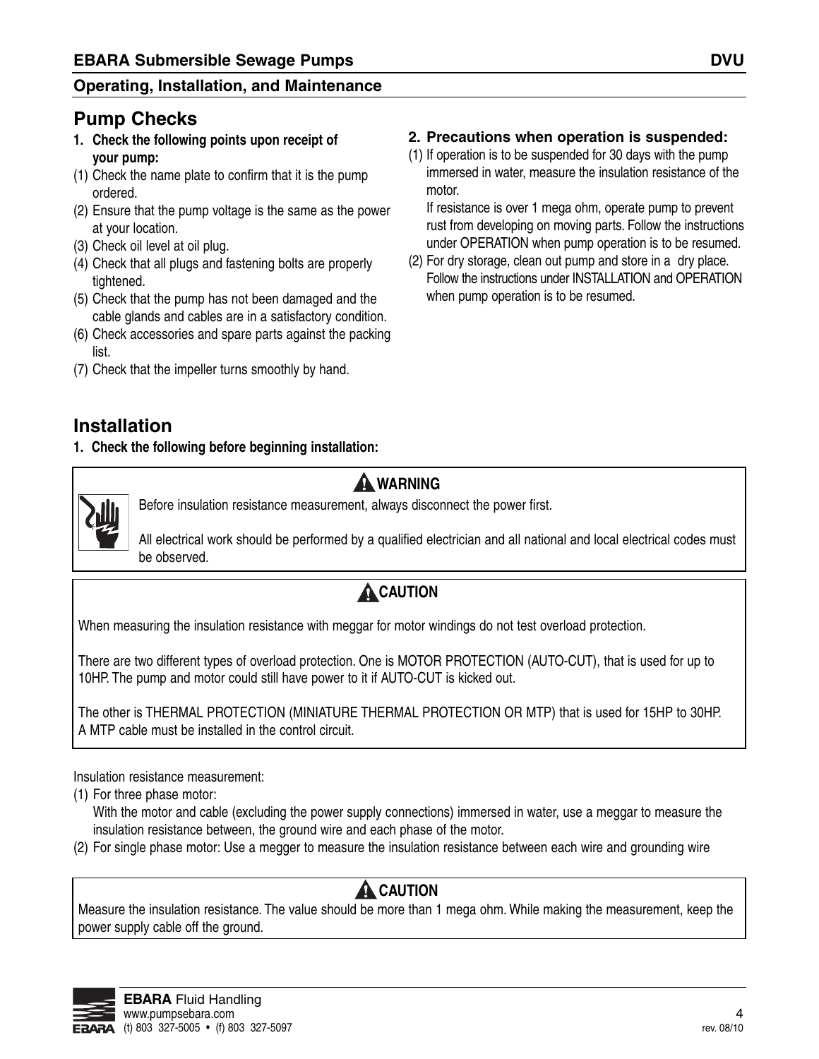## Pump Checks

**1. Check the following points upon receipt of your pump:**

(1) Check the name plate to confirm that it is the pump ordered.
(2) Ensure that the pump voltage is the same as the power at your location.
(3) Check oil level at oil plug.
(4) Check that all plugs and fastening bolts are properly tightened.
(5) Check that the pump has not been damaged and the cable glands and cables are in a satisfactory condition.
(6) Check accessories and spare parts against the packing list.
(7) Check that the impeller turns smoothly by hand.

**2. Precautions when operation is suspended:**

(1) If operation is to be suspended for 30 days with the pump immersed in water, measure the insulation resistance of the motor.
If resistance is over 1 mega ohm, operate pump to prevent rust from developing on moving parts. Follow the instructions under OPERATION when pump operation is to be resumed.
(2) For dry storage, clean out pump and store in a dry place. Follow the instructions under INSTALLATION and OPERATION when pump operation is to be resumed.

## Installation

**1. Check the following before beginning installation:**

> **WARNING**
>
> Before insulation resistance measurement, always disconnect the power first.
>
> All electrical work should be performed by a qualified electrician and all national and local electrical codes must be observed.

> **CAUTION**
>
> When measuring the insulation resistance with meggar for motor windings do not test overload protection.
>
> There are two different types of overload protection. One is MOTOR PROTECTION (AUTO-CUT), that is used for up to 10HP. The pump and motor could still have power to it if AUTO-CUT is kicked out.
>
> The other is THERMAL PROTECTION (MINIATURE THERMAL PROTECTION OR MTP) that is used for 15HP to 30HP. A MTP cable must be installed in the control circuit.

Insulation resistance measurement:

(1) For three phase motor:
With the motor and cable (excluding the power supply connections) immersed in water, use a meggar to measure the insulation resistance between, the ground wire and each phase of the motor.
(2) For single phase motor: Use a megger to measure the insulation resistance between each wire and grounding wire

> **CAUTION**
>
> Measure the insulation resistance. The value should be more than 1 mega ohm. While making the measurement, keep the power supply cable off the ground.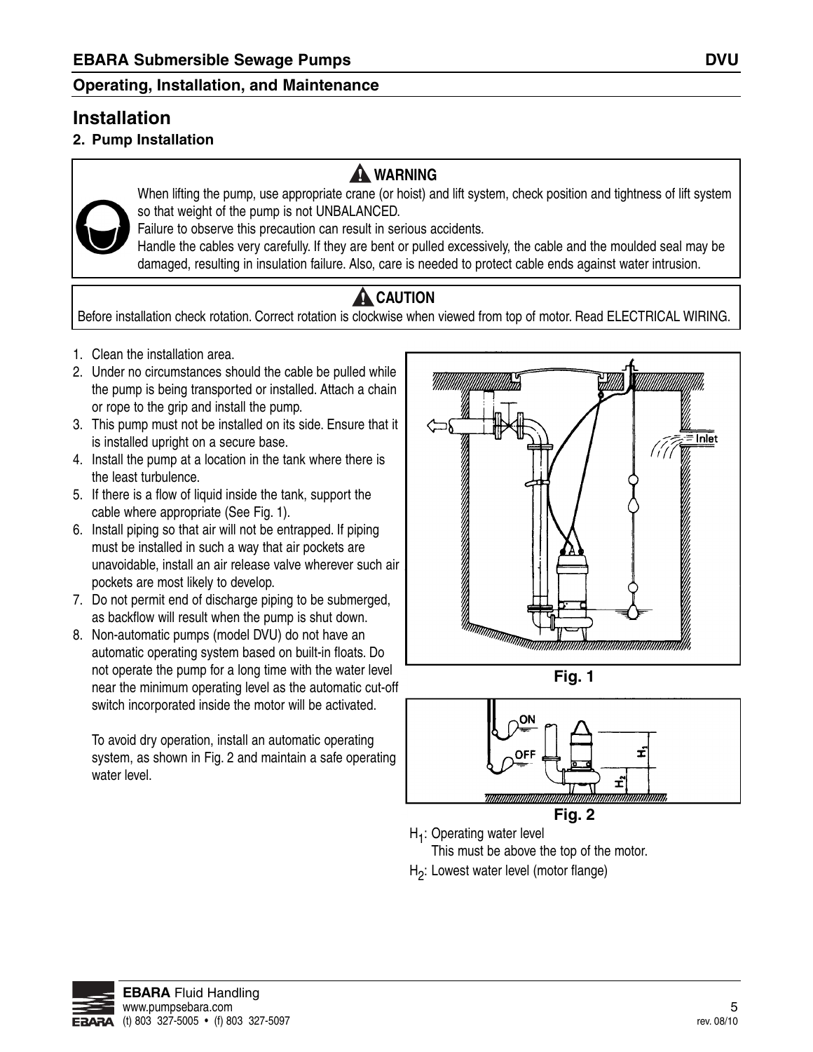## Installation

### 2. Pump Installation

**⚠ WARNING**

When lifting the pump, use appropriate crane (or hoist) and lift system, check position and tightness of lift system so that weight of the pump is not UNBALANCED.
Failure to observe this precaution can result in serious accidents.
Handle the cables very carefully. If they are bent or pulled excessively, the cable and the moulded seal may be damaged, resulting in insulation failure. Also, care is needed to protect cable ends against water intrusion.

**⚠ CAUTION**

Before installation check rotation. Correct rotation is clockwise when viewed from top of motor. Read ELECTRICAL WIRING.

1. Clean the installation area.
2. Under no circumstances should the cable be pulled while the pump is being transported or installed. Attach a chain or rope to the grip and install the pump.
3. This pump must not be installed on its side. Ensure that it is installed upright on a secure base.
4. Install the pump at a location in the tank where there is the least turbulence.
5. If there is a flow of liquid inside the tank, support the cable where appropriate (See Fig. 1).
6. Install piping so that air will not be entrapped. If piping must be installed in such a way that air pockets are unavoidable, install an air release valve wherever such air pockets are most likely to develop.
7. Do not permit end of discharge piping to be submerged, as backflow will result when the pump is shut down.
8. Non-automatic pumps (model DVU) do not have an automatic operating system based on built-in floats. Do not operate the pump for a long time with the water level near the minimum operating level as the automatic cut-off switch incorporated inside the motor will be activated.

   To avoid dry operation, install an automatic operating system, as shown in Fig. 2 and maintain a safe operating water level.

Fig. 1

Fig. 2

$H_1$: Operating water level
This must be above the top of the motor.

$H_2$: Lowest water level (motor flange)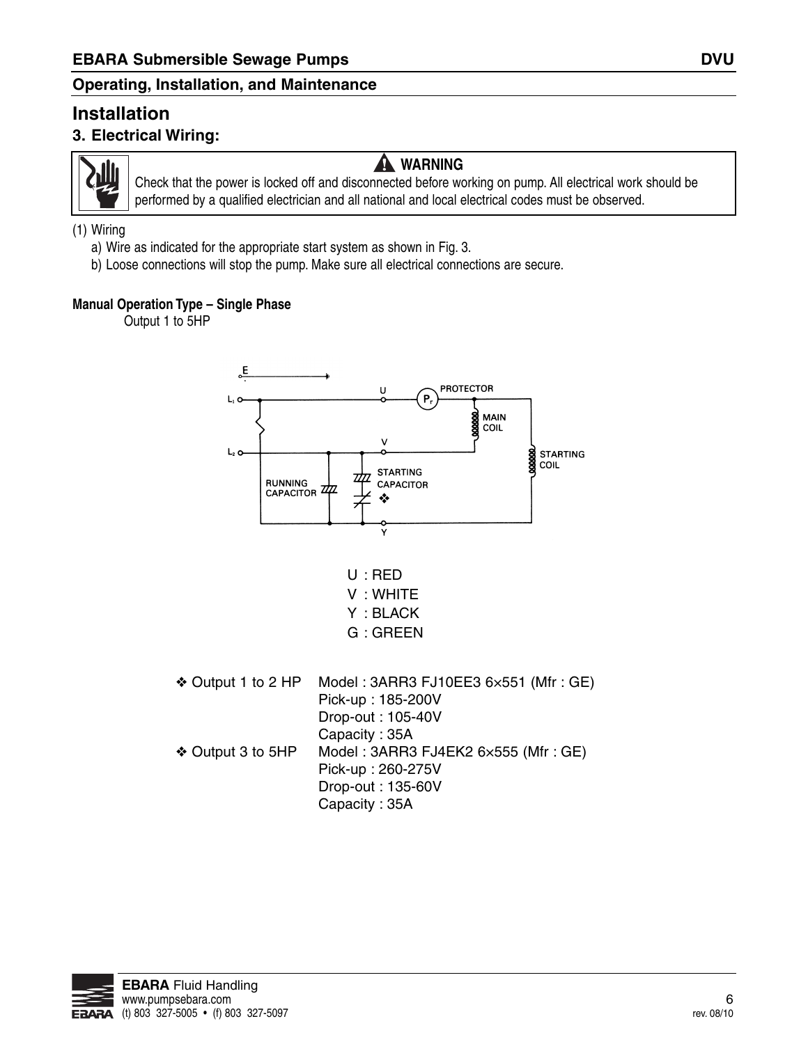## Installation

### 3. Electrical Wiring:

**⚠ WARNING**

Check that the power is locked off and disconnected before working on pump. All electrical work should be performed by a qualified electrician and all national and local electrical codes must be observed.

(1) Wiring

a) Wire as indicated for the appropriate start system as shown in Fig. 3.

b) Loose connections will stop the pump. Make sure all electrical connections are secure.

**Manual Operation Type – Single Phase**

Output 1 to 5HP

U : RED
V : WHITE
Y : BLACK
G : GREEN

❖ Output 1 to 2 HP Model : 3ARR3 FJ10EE3 6×551 (Mfr : GE)
Pick-up : 185-200V
Drop-out : 105-40V
Capacity : 35A

❖ Output 3 to 5HP Model : 3ARR3 FJ4EK2 6×555 (Mfr : GE)
Pick-up : 260-275V
Drop-out : 135-60V
Capacity : 35A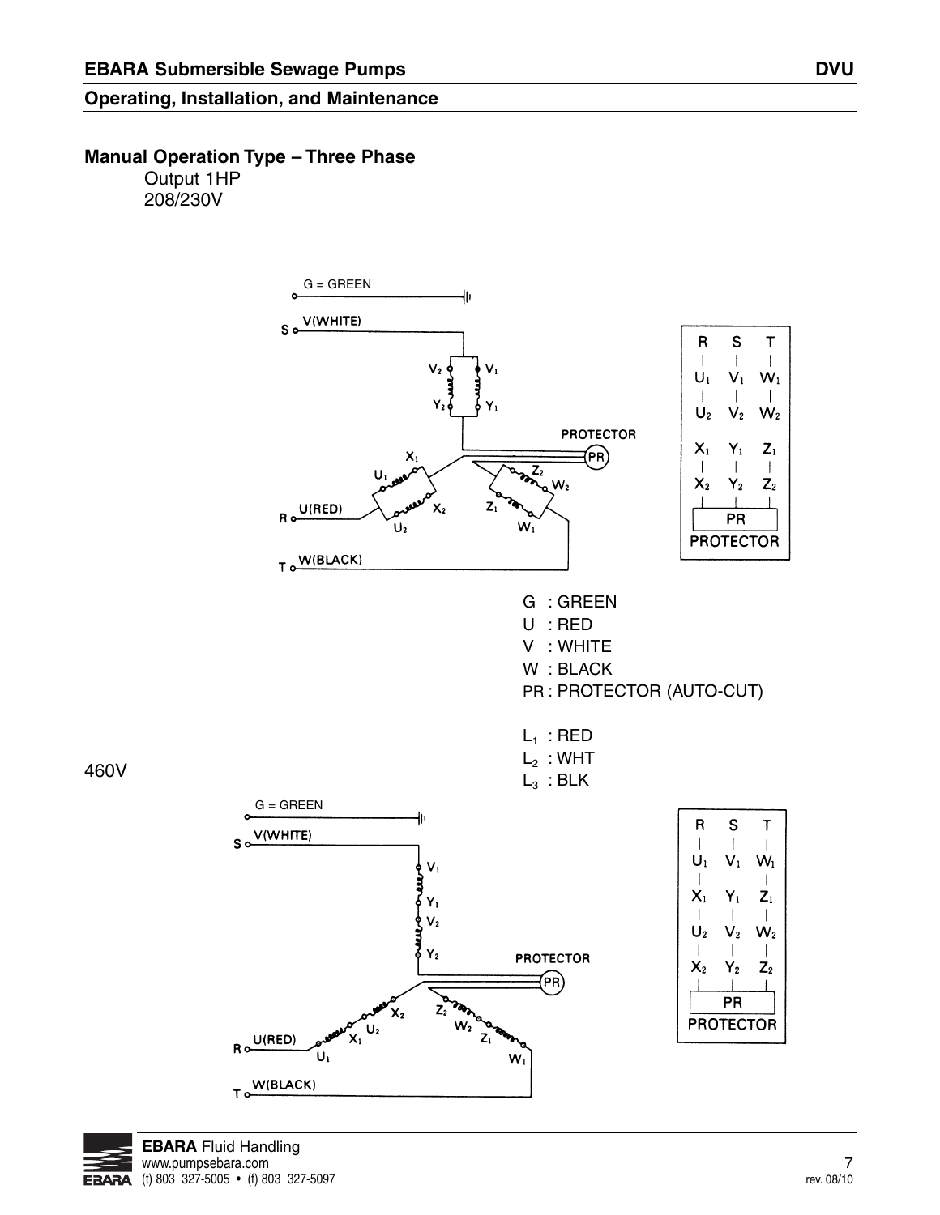## Manual Operation Type – Three Phase

Output 1HP

208/230V

G = GREEN

S V(WHITE)

R U(RED)

T W(BLACK)

PROTECTOR

| R | S | T |
|---|---|---|
| $U_1$ | $V_1$ | $W_1$ |
| $U_2$ | $V_2$ | $W_2$ |
| $X_1$ | $Y_1$ | $Z_1$ |
| $X_2$ | $Y_2$ | $Z_2$ |
| PR PROTECTOR | | |

G : GREEN
U : RED
V : WHITE
W : BLACK
PR : PROTECTOR (AUTO-CUT)

$L_1$ : RED
$L_2$ : WHT
$L_3$ : BLK

460V

G = GREEN

S V(WHITE)

R U(RED)

T W(BLACK)

PROTECTOR

| R | S | T |
|---|---|---|
| $U_1$ | $V_1$ | $W_1$ |
| $X_1$ | $Y_1$ | $Z_1$ |
| $U_2$ | $V_2$ | $W_2$ |
| $X_2$ | $Y_2$ | $Z_2$ |
| PR PROTECTOR | | |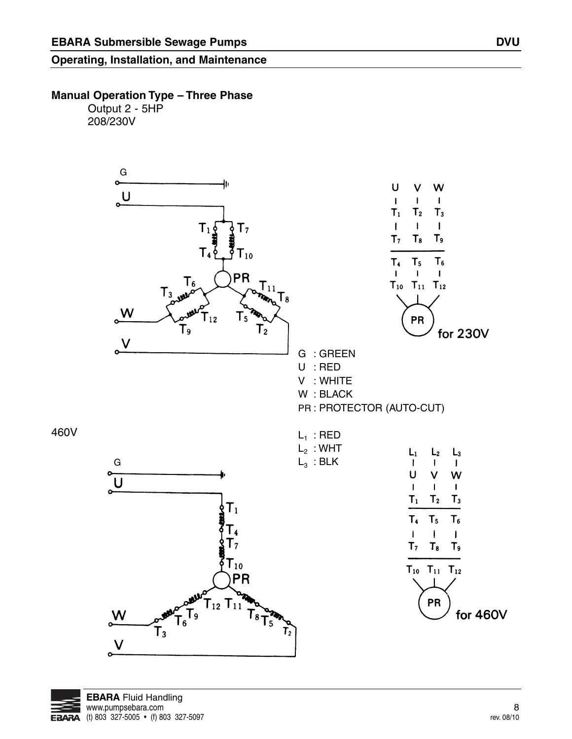## Manual Operation Type – Three Phase

Output 2 - 5HP
208/230V

U V W
$T_1$ $T_2$ $T_3$
$T_7$ $T_8$ $T_9$
$T_4$ $T_5$ $T_6$
$T_{10}$ $T_{11}$ $T_{12}$
PR
for 230V

G : GREEN
U : RED
V : WHITE
W : BLACK
PR : PROTECTOR (AUTO-CUT)

460V

$L_1$ : RED
$L_2$ : WHT
$L_3$ : BLK

$L_1$ $L_2$ $L_3$
U V W
$T_1$ $T_2$ $T_3$
$T_4$ $T_5$ $T_6$
$T_7$ $T_8$ $T_9$
$T_{10}$ $T_{11}$ $T_{12}$
PR
for 460V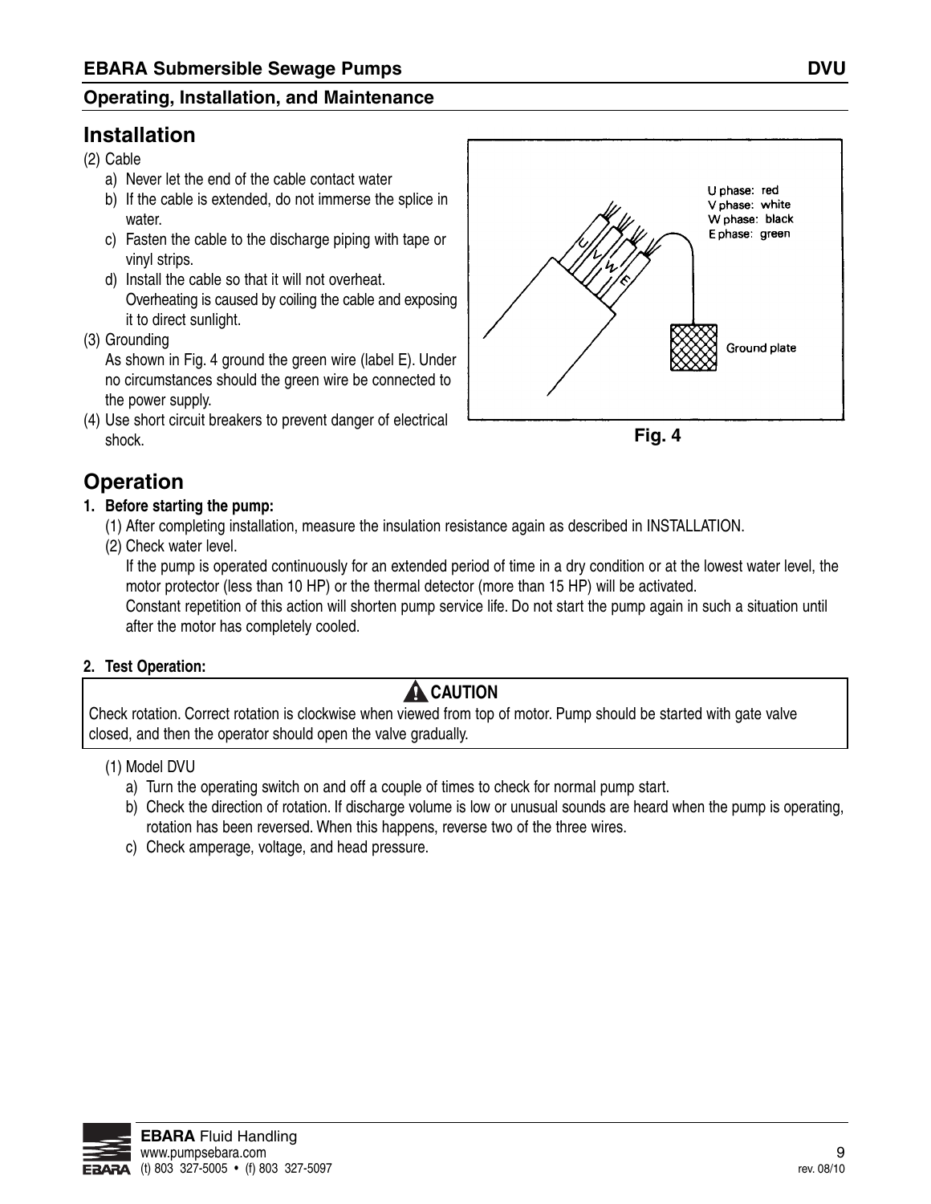## Installation

(2) Cable

a) Never let the end of the cable contact water
b) If the cable is extended, do not immerse the splice in water.
c) Fasten the cable to the discharge piping with tape or vinyl strips.
d) Install the cable so that it will not overheat. Overheating is caused by coiling the cable and exposing it to direct sunlight.

(3) Grounding

As shown in Fig. 4 ground the green wire (label E). Under no circumstances should the green wire be connected to the power supply.

(4) Use short circuit breakers to prevent danger of electrical shock.

U phase: red
V phase: white
W phase: black
E phase: green

Ground plate

**Fig. 4**

## Operation

**1. Before starting the pump:**

(1) After completing installation, measure the insulation resistance again as described in INSTALLATION.

(2) Check water level.

If the pump is operated continuously for an extended period of time in a dry condition or at the lowest water level, the motor protector (less than 10 HP) or the thermal detector (more than 15 HP) will be activated.

Constant repetition of this action will shorten pump service life. Do not start the pump again in such a situation until after the motor has completely cooled.

**2. Test Operation:**

> **CAUTION**
>
> Check rotation. Correct rotation is clockwise when viewed from top of motor. Pump should be started with gate valve closed, and then the operator should open the valve gradually.

(1) Model DVU

a) Turn the operating switch on and off a couple of times to check for normal pump start.
b) Check the direction of rotation. If discharge volume is low or unusual sounds are heard when the pump is operating, rotation has been reversed. When this happens, reverse two of the three wires.
c) Check amperage, voltage, and head pressure.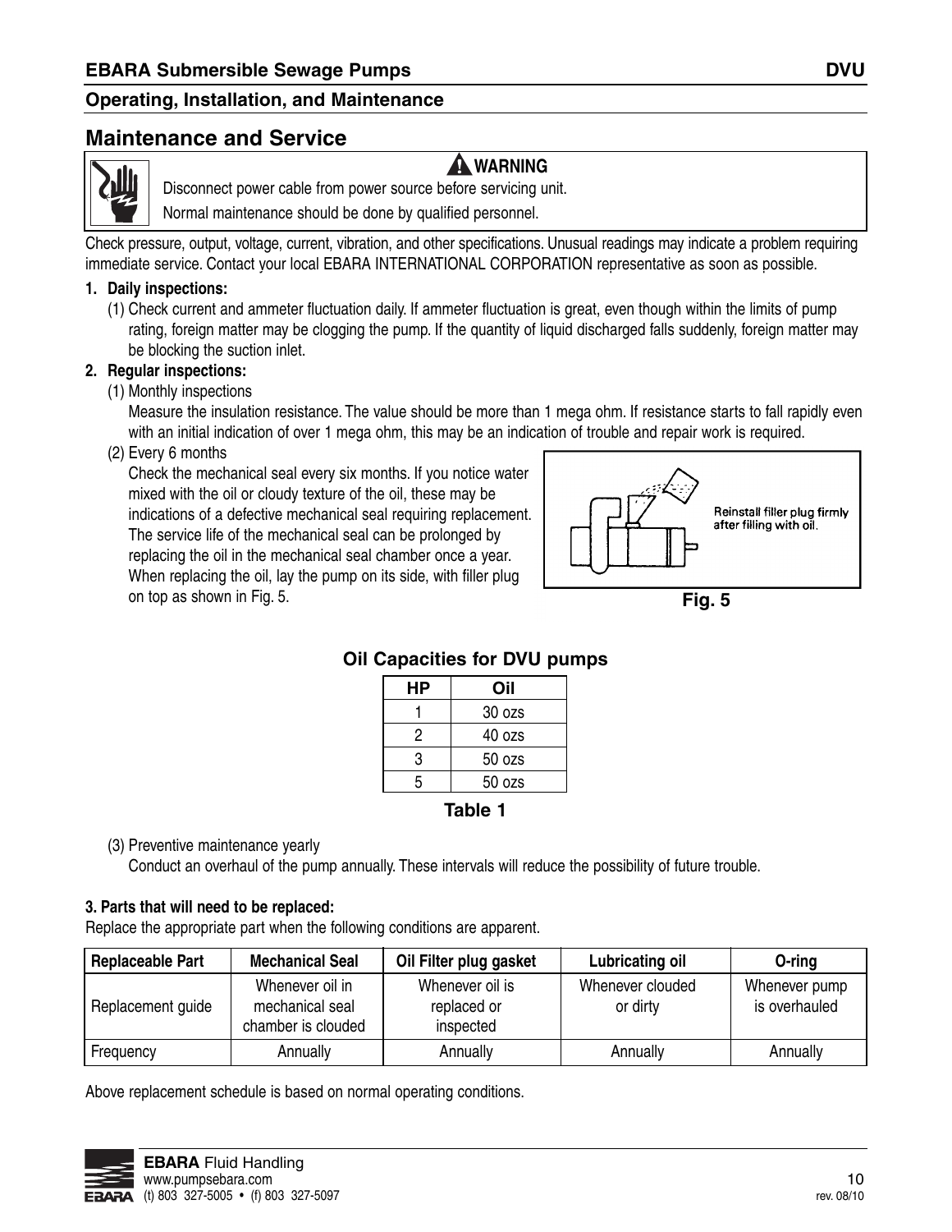## Maintenance and Service

**⚠ WARNING**

Disconnect power cable from power source before servicing unit.

Normal maintenance should be done by qualified personnel.

Check pressure, output, voltage, current, vibration, and other specifications. Unusual readings may indicate a problem requiring immediate service. Contact your local EBARA INTERNATIONAL CORPORATION representative as soon as possible.

**1. Daily inspections:**

(1) Check current and ammeter fluctuation daily. If ammeter fluctuation is great, even though within the limits of pump rating, foreign matter may be clogging the pump. If the quantity of liquid discharged falls suddenly, foreign matter may be blocking the suction inlet.

**2. Regular inspections:**

(1) Monthly inspections

Measure the insulation resistance. The value should be more than 1 mega ohm. If resistance starts to fall rapidly even with an initial indication of over 1 mega ohm, this may be an indication of trouble and repair work is required.

(2) Every 6 months

Check the mechanical seal every six months. If you notice water mixed with the oil or cloudy texture of the oil, these may be indications of a defective mechanical seal requiring replacement. The service life of the mechanical seal can be prolonged by replacing the oil in the mechanical seal chamber once a year. When replacing the oil, lay the pump on its side, with filler plug on top as shown in Fig. 5.

Reinstall filler plug firmly after filling with oil.

**Fig. 5**

**Oil Capacities for DVU pumps**

| HP | Oil |
|---|---|
| 1 | 30 ozs |
| 2 | 40 ozs |
| 3 | 50 ozs |
| 5 | 50 ozs |

**Table 1**

(3) Preventive maintenance yearly

Conduct an overhaul of the pump annually. These intervals will reduce the possibility of future trouble.

**3. Parts that will need to be replaced:**

Replace the appropriate part when the following conditions are apparent.

| Replaceable Part | Mechanical Seal | Oil Filter plug gasket | Lubricating oil | O-ring |
|---|---|---|---|---|
| Replacement guide | Whenever oil in mechanical seal chamber is clouded | Whenever oil is replaced or inspected | Whenever clouded or dirty | Whenever pump is overhauled |
| Frequency | Annually | Annually | Annually | Annually |

Above replacement schedule is based on normal operating conditions.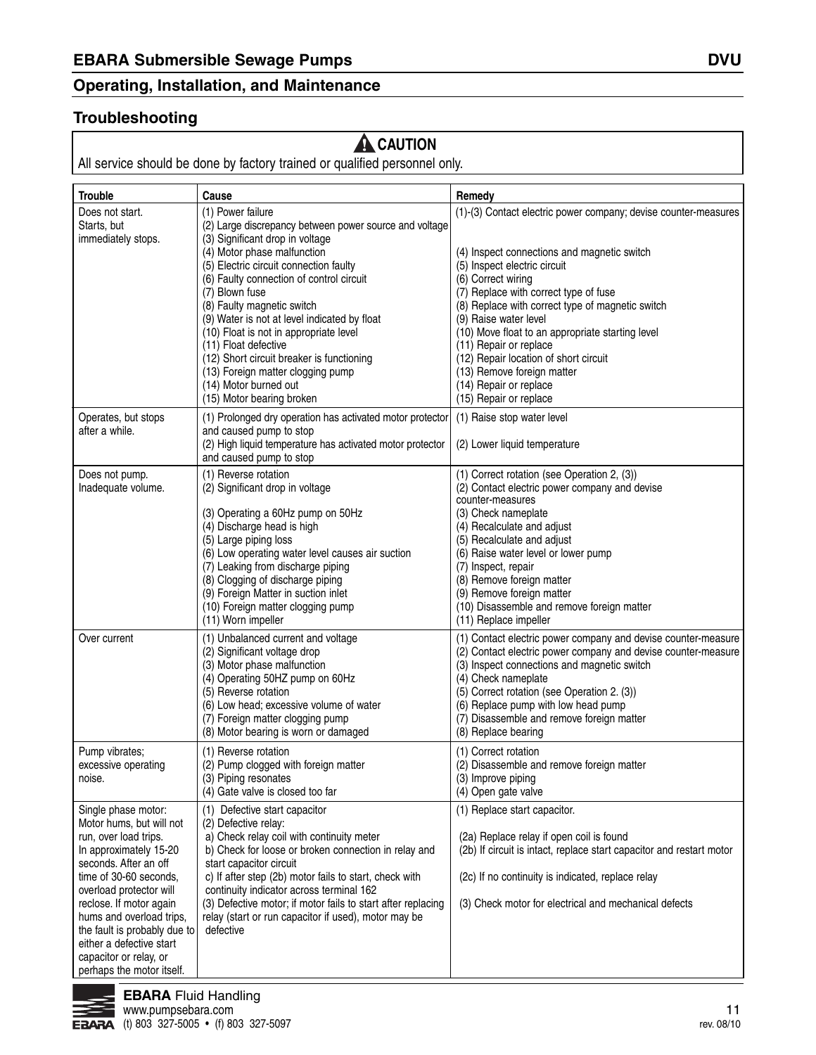## Troubleshooting

**⚠ CAUTION**

All service should be done by factory trained or qualified personnel only.

| Trouble | Cause | Remedy |
|---|---|---|
| Does not start. Starts, but immediately stops. | (1) Power failure<br>(2) Large discrepancy between power source and voltage<br>(3) Significant drop in voltage<br>(4) Motor phase malfunction<br>(5) Electric circuit connection faulty<br>(6) Faulty connection of control circuit<br>(7) Blown fuse<br>(8) Faulty magnetic switch<br>(9) Water is not at level indicated by float<br>(10) Float is not in appropriate level<br>(11) Float defective<br>(12) Short circuit breaker is functioning<br>(13) Foreign matter clogging pump<br>(14) Motor burned out<br>(15) Motor bearing broken | (1)-(3) Contact electric power company; devise counter-measures<br>(4) Inspect connections and magnetic switch<br>(5) Inspect electric circuit<br>(6) Correct wiring<br>(7) Replace with correct type of fuse<br>(8) Replace with correct type of magnetic switch<br>(9) Raise water level<br>(10) Move float to an appropriate starting level<br>(11) Repair or replace<br>(12) Repair location of short circuit<br>(13) Remove foreign matter<br>(14) Repair or replace<br>(15) Repair or replace |
| Operates, but stops after a while. | (1) Prolonged dry operation has activated motor protector and caused pump to stop<br>(2) High liquid temperature has activated motor protector and caused pump to stop | (1) Raise stop water level<br>(2) Lower liquid temperature |
| Does not pump. Inadequate volume. | (1) Reverse rotation<br>(2) Significant drop in voltage<br>(3) Operating a 60Hz pump on 50Hz<br>(4) Discharge head is high<br>(5) Large piping loss<br>(6) Low operating water level causes air suction<br>(7) Leaking from discharge piping<br>(8) Clogging of discharge piping<br>(9) Foreign Matter in suction inlet<br>(10) Foreign matter clogging pump<br>(11) Worn impeller | (1) Correct rotation (see Operation 2, (3))<br>(2) Contact electric power company and devise counter-measures<br>(3) Check nameplate<br>(4) Recalculate and adjust<br>(5) Recalculate and adjust<br>(6) Raise water level or lower pump<br>(7) Inspect, repair<br>(8) Remove foreign matter<br>(9) Remove foreign matter<br>(10) Disassemble and remove foreign matter<br>(11) Replace impeller |
| Over current | (1) Unbalanced current and voltage<br>(2) Significant voltage drop<br>(3) Motor phase malfunction<br>(4) Operating 50HZ pump on 60Hz<br>(5) Reverse rotation<br>(6) Low head; excessive volume of water<br>(7) Foreign matter clogging pump<br>(8) Motor bearing is worn or damaged | (1) Contact electric power company and devise counter-measure<br>(2) Contact electric power company and devise counter-measure<br>(3) Inspect connections and magnetic switch<br>(4) Check nameplate<br>(5) Correct rotation (see Operation 2. (3))<br>(6) Replace pump with low head pump<br>(7) Disassemble and remove foreign matter<br>(8) Replace bearing |
| Pump vibrates; excessive operating noise. | (1) Reverse rotation<br>(2) Pump clogged with foreign matter<br>(3) Piping resonates<br>(4) Gate valve is closed too far | (1) Correct rotation<br>(2) Disassemble and remove foreign matter<br>(3) Improve piping<br>(4) Open gate valve |
| Single phase motor: Motor hums, but will not run, over load trips. In approximately 15-20 seconds. After an off time of 30-60 seconds, overload protector will reclose. If motor again hums and overload trips, the fault is probably due to either a defective start capacitor or relay, or perhaps the motor itself. | (1) Defective start capacitor<br>(2) Defective relay:<br>a) Check relay coil with continuity meter<br>b) Check for loose or broken connection in relay and start capacitor circuit<br>c) If after step (2b) motor fails to start, check with continuity indicator across terminal 162<br>(3) Defective motor; if motor fails to start after replacing relay (start or run capacitor if used), motor may be defective | (1) Replace start capacitor.<br>(2a) Replace relay if open coil is found<br>(2b) If circuit is intact, replace start capacitor and restart motor<br>(2c) If no continuity is indicated, replace relay<br>(3) Check motor for electrical and mechanical defects |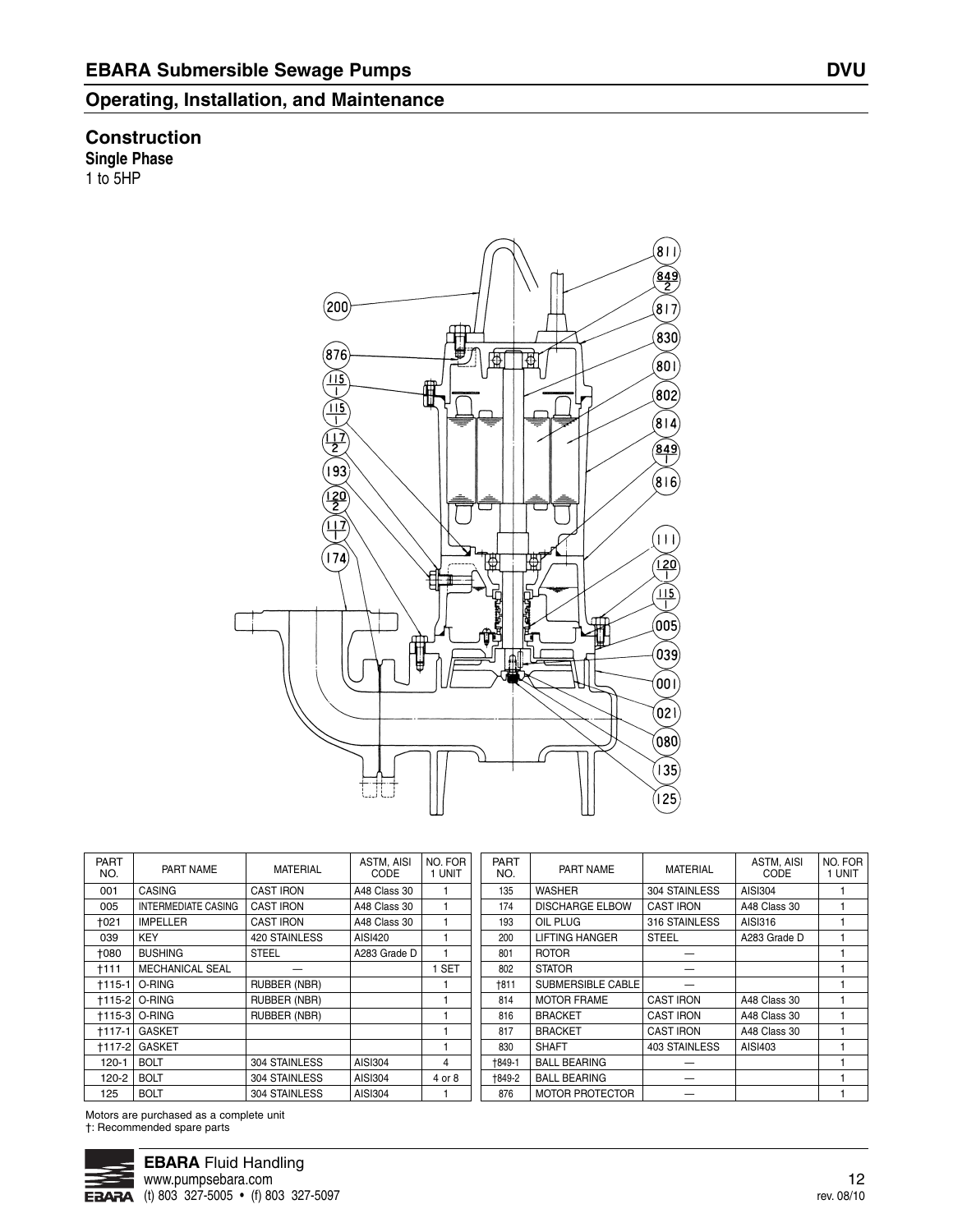## Construction

**Single Phase**

1 to 5HP

| PART NO. | PART NAME | MATERIAL | ASTM, AISI CODE | NO. FOR 1 UNIT |
|---|---|---|---|---|
| 001 | CASING | CAST IRON | A48 Class 30 | 1 |
| 005 | INTERMEDIATE CASING | CAST IRON | A48 Class 30 | 1 |
| †021 | IMPELLER | CAST IRON | A48 Class 30 | 1 |
| 039 | KEY | 420 STAINLESS | AISI420 | 1 |
| †080 | BUSHING | STEEL | A283 Grade D | 1 |
| †111 | MECHANICAL SEAL | — | | 1 SET |
| †115-1 | O-RING | RUBBER (NBR) | | 1 |
| †115-2 | O-RING | RUBBER (NBR) | | 1 |
| †115-3 | O-RING | RUBBER (NBR) | | 1 |
| †117-1 | GASKET | | | 1 |
| †117-2 | GASKET | | | 1 |
| 120-1 | BOLT | 304 STAINLESS | AISI304 | 4 |
| 120-2 | BOLT | 304 STAINLESS | AISI304 | 4 or 8 |
| 125 | BOLT | 304 STAINLESS | AISI304 | 1 |
| 135 | WASHER | 304 STAINLESS | AISI304 | 1 |
| 174 | DISCHARGE ELBOW | CAST IRON | A48 Class 30 | 1 |
| 193 | OIL PLUG | 316 STAINLESS | AISI316 | 1 |
| 200 | LIFTING HANGER | STEEL | A283 Grade D | 1 |
| 801 | ROTOR | — | | 1 |
| 802 | STATOR | — | | 1 |
| †811 | SUBMERSIBLE CABLE | — | | 1 |
| 814 | MOTOR FRAME | CAST IRON | A48 Class 30 | 1 |
| 816 | BRACKET | CAST IRON | A48 Class 30 | 1 |
| 817 | BRACKET | CAST IRON | A48 Class 30 | 1 |
| 830 | SHAFT | 403 STAINLESS | AISI403 | 1 |
| †849-1 | BALL BEARING | — | | 1 |
| †849-2 | BALL BEARING | — | | 1 |
| 876 | MOTOR PROTECTOR | — | | 1 |

Motors are purchased as a complete unit

†: Recommended spare parts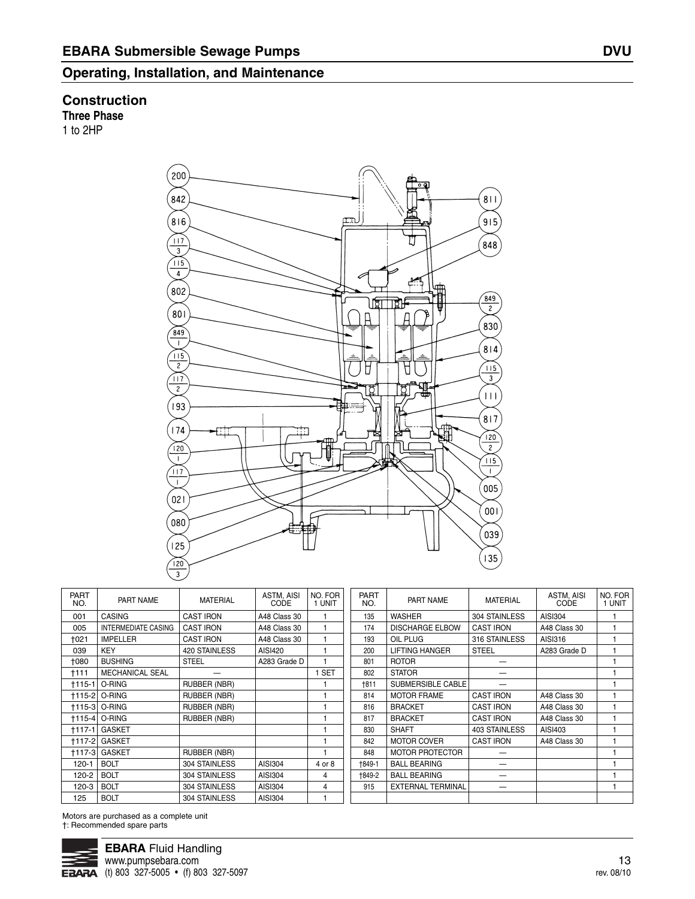## Operating, Installation, and Maintenance

### Construction

**Three Phase**

1 to 2HP

| PART NO. | PART NAME | MATERIAL | ASTM, AISI CODE | NO. FOR 1 UNIT |
|---|---|---|---|---|
| 001 | CASING | CAST IRON | A48 Class 30 | 1 |
| 005 | INTERMEDIATE CASING | CAST IRON | A48 Class 30 | 1 |
| †021 | IMPELLER | CAST IRON | A48 Class 30 | 1 |
| 039 | KEY | 420 STAINLESS | AISI420 | 1 |
| †080 | BUSHING | STEEL | A283 Grade D | 1 |
| †111 | MECHANICAL SEAL | — | | 1 SET |
| †115-1 | O-RING | RUBBER (NBR) | | 1 |
| †115-2 | O-RING | RUBBER (NBR) | | 1 |
| †115-3 | O-RING | RUBBER (NBR) | | 1 |
| †115-4 | O-RING | RUBBER (NBR) | | 1 |
| †117-1 | GASKET | | | 1 |
| †117-2 | GASKET | | | 1 |
| †117-3 | GASKET | RUBBER (NBR) | | 1 |
| 120-1 | BOLT | 304 STAINLESS | AISI304 | 4 or 8 |
| 120-2 | BOLT | 304 STAINLESS | AISI304 | 4 |
| 120-3 | BOLT | 304 STAINLESS | AISI304 | 4 |
| 125 | BOLT | 304 STAINLESS | AISI304 | 1 |

| PART NO. | PART NAME | MATERIAL | ASTM, AISI CODE | NO. FOR 1 UNIT |
|---|---|---|---|---|
| 135 | WASHER | 304 STAINLESS | AISI304 | 1 |
| 174 | DISCHARGE ELBOW | CAST IRON | A48 Class 30 | 1 |
| 193 | OIL PLUG | 316 STAINLESS | AISI316 | 1 |
| 200 | LIFTING HANGER | STEEL | A283 Grade D | 1 |
| 801 | ROTOR | — | | 1 |
| 802 | STATOR | — | | 1 |
| †811 | SUBMERSIBLE CABLE | — | | 1 |
| 814 | MOTOR FRAME | CAST IRON | A48 Class 30 | 1 |
| 816 | BRACKET | CAST IRON | A48 Class 30 | 1 |
| 817 | BRACKET | CAST IRON | A48 Class 30 | 1 |
| 830 | SHAFT | 403 STAINLESS | AISI403 | 1 |
| 842 | MOTOR COVER | CAST IRON | A48 Class 30 | 1 |
| 848 | MOTOR PROTECTOR | — | | 1 |
| †849-1 | BALL BEARING | — | | 1 |
| †849-2 | BALL BEARING | — | | 1 |
| 915 | EXTERNAL TERMINAL | — | | 1 |

Motors are purchased as a complete unit

†: Recommended spare parts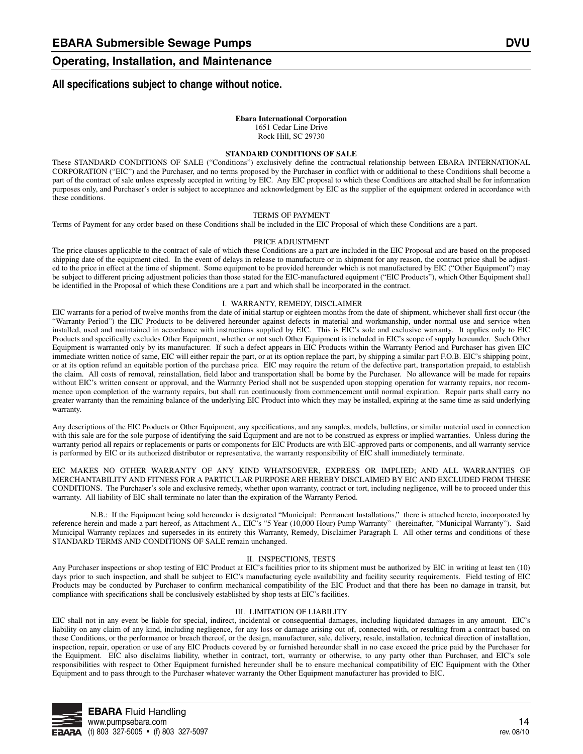**All specifications subject to change without notice.**

**Ebara International Corporation**
1651 Cedar Line Drive
Rock Hill, SC 29730

## STANDARD CONDITIONS OF SALE

These STANDARD CONDITIONS OF SALE ("Conditions") exclusively define the contractual relationship between EBARA INTERNATIONAL CORPORATION ("EIC") and the Purchaser, and no terms proposed by the Purchaser in conflict with or additional to these Conditions shall become a part of the contract of sale unless expressly accepted in writing by EIC. Any EIC proposal to which these Conditions are attached shall be for information purposes only, and Purchaser's order is subject to acceptance and acknowledgment by EIC as the supplier of the equipment ordered in accordance with these conditions.

### TERMS OF PAYMENT

Terms of Payment for any order based on these Conditions shall be included in the EIC Proposal of which these Conditions are a part.

### PRICE ADJUSTMENT

The price clauses applicable to the contract of sale of which these Conditions are a part are included in the EIC Proposal and are based on the proposed shipping date of the equipment cited. In the event of delays in release to manufacture or in shipment for any reason, the contract price shall be adjusted to the price in effect at the time of shipment. Some equipment to be provided hereunder which is not manufactured by EIC ("Other Equipment") may be subject to different pricing adjustment policies than those stated for the EIC-manufactured equipment ("EIC Products"), which Other Equipment shall be identified in the Proposal of which these Conditions are a part and which shall be incorporated in the contract.

### I. WARRANTY, REMEDY, DISCLAIMER

EIC warrants for a period of twelve months from the date of initial startup or eighteen months from the date of shipment, whichever shall first occur (the "Warranty Period") the EIC Products to be delivered hereunder against defects in material and workmanship, under normal use and service when installed, used and maintained in accordance with instructions supplied by EIC. This is EIC's sole and exclusive warranty. It applies only to EIC Products and specifically excludes Other Equipment, whether or not such Other Equipment is included in EIC's scope of supply hereunder. Such Other Equipment is warranted only by its manufacturer. If such a defect appears in EIC Products within the Warranty Period and Purchaser has given EIC immediate written notice of same, EIC will either repair the part, or at its option replace the part, by shipping a similar part F.O.B. EIC's shipping point, or at its option refund an equitable portion of the purchase price. EIC may require the return of the defective part, transportation prepaid, to establish the claim. All costs of removal, reinstallation, field labor and transportation shall be borne by the Purchaser. No allowance will be made for repairs without EIC's written consent or approval, and the Warranty Period shall not be suspended upon stopping operation for warranty repairs, nor recommence upon completion of the warranty repairs, but shall run continuously from commencement until normal expiration. Repair parts shall carry no greater warranty than the remaining balance of the underlying EIC Product into which they may be installed, expiring at the same time as said underlying warranty.

Any descriptions of the EIC Products or Other Equipment, any specifications, and any samples, models, bulletins, or similar material used in connection with this sale are for the sole purpose of identifying the said Equipment and are not to be construed as express or implied warranties. Unless during the warranty period all repairs or replacements or parts or components for EIC Products are with EIC-approved parts or components, and all warranty service is performed by EIC or its authorized distributor or representative, the warranty responsibility of EIC shall immediately terminate.

EIC MAKES NO OTHER WARRANTY OF ANY KIND WHATSOEVER, EXPRESS OR IMPLIED; AND ALL WARRANTIES OF MERCHANTABILITY AND FITNESS FOR A PARTICULAR PURPOSE ARE HEREBY DISCLAIMED BY EIC AND EXCLUDED FROM THESE CONDITIONS. The Purchaser's sole and exclusive remedy, whether upon warranty, contract or tort, including negligence, will be to proceed under this warranty. All liability of EIC shall terminate no later than the expiration of the Warranty Period.

_N.B.: If the Equipment being sold hereunder is designated "Municipal: Permanent Installations," there is attached hereto, incorporated by reference herein and made a part hereof, as Attachment A., EIC's "5 Year (10,000 Hour) Pump Warranty" (hereinafter, "Municipal Warranty"). Said Municipal Warranty replaces and supersedes in its entirety this Warranty, Remedy, Disclaimer Paragraph I. All other terms and conditions of these STANDARD TERMS AND CONDITIONS OF SALE remain unchanged.

### II. INSPECTIONS, TESTS

Any Purchaser inspections or shop testing of EIC Product at EIC's facilities prior to its shipment must be authorized by EIC in writing at least ten (10) days prior to such inspection, and shall be subject to EIC's manufacturing cycle availability and facility security requirements. Field testing of EIC Products may be conducted by Purchaser to confirm mechanical compatibility of the EIC Product and that there has been no damage in transit, but compliance with specifications shall be conclusively established by shop tests at EIC's facilities.

### III. LIMITATION OF LIABILITY

EIC shall not in any event be liable for special, indirect, incidental or consequential damages, including liquidated damages in any amount. EIC's liability on any claim of any kind, including negligence, for any loss or damage arising out of, connected with, or resulting from a contract based on these Conditions, or the performance or breach thereof, or the design, manufacturer, sale, delivery, resale, installation, technical direction of installation, inspection, repair, operation or use of any EIC Products covered by or furnished hereunder shall in no case exceed the price paid by the Purchaser for the Equipment. EIC also disclaims liability, whether in contract, tort, warranty or otherwise, to any party other than Purchaser, and EIC's sole responsibilities with respect to Other Equipment furnished hereunder shall be to ensure mechanical compatibility of EIC Equipment with the Other Equipment and to pass through to the Purchaser whatever warranty the Other Equipment manufacturer has provided to EIC.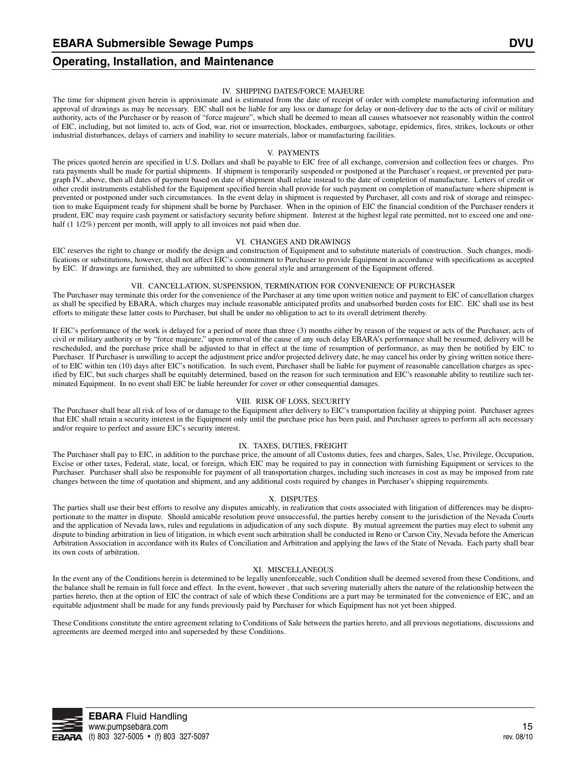### IV. SHIPPING DATES/FORCE MAJEURE

The time for shipment given herein is approximate and is estimated from the date of receipt of order with complete manufacturing information and approval of drawings as may be necessary. EIC shall not be liable for any loss or damage for delay or non-delivery due to the acts of civil or military authority, acts of the Purchaser or by reason of "force majeure", which shall be deemed to mean all causes whatsoever not reasonably within the control of EIC, including, but not limited to, acts of God, war, riot or insurrection, blockades, embargoes, sabotage, epidemics, fires, strikes, lockouts or other industrial disturbances, delays of carriers and inability to secure materials, labor or manufacturing facilities.

### V. PAYMENTS

The prices quoted herein are specified in U.S. Dollars and shall be payable to EIC free of all exchange, conversion and collection fees or charges. Pro rata payments shall be made for partial shipments. If shipment is temporarily suspended or postponed at the Purchaser's request, or prevented per paragraph IV., above, then all dates of payment based on date of shipment shall relate instead to the date of completion of manufacture. Letters of credit or other credit instruments established for the Equipment specified herein shall provide for such payment on completion of manufacture where shipment is prevented or postponed under such circumstances. In the event delay in shipment is requested by Purchaser, all costs and risk of storage and reinspection to make Equipment ready for shipment shall be borne by Purchaser. When in the opinion of EIC the financial condition of the Purchaser renders it prudent, EIC may require cash payment or satisfactory security before shipment. Interest at the highest legal rate permitted, not to exceed one and one-half (1 1/2%) percent per month, will apply to all invoices not paid when due.

### VI. CHANGES AND DRAWINGS

EIC reserves the right to change or modify the design and construction of Equipment and to substitute materials of construction. Such changes, modifications or substitutions, however, shall not affect EIC's commitment to Purchaser to provide Equipment in accordance with specifications as accepted by EIC. If drawings are furnished, they are submitted to show general style and arrangement of the Equipment offered.

### VII. CANCELLATION, SUSPENSION, TERMINATION FOR CONVENIENCE OF PURCHASER

The Purchaser may terminate this order for the convenience of the Purchaser at any time upon written notice and payment to EIC of cancellation charges as shall be specified by EBARA, which charges may include reasonable anticipated profits and unabsorbed burden costs for EIC. EIC shall use its best efforts to mitigate these latter costs to Purchaser, but shall be under no obligation to act to its overall detriment thereby.

If EIC's performance of the work is delayed for a period of more than three (3) months either by reason of the request or acts of the Purchaser, acts of civil or military authority or by "force majeure," upon removal of the cause of any such delay EBARA's performance shall be resumed, delivery will be rescheduled, and the purchase price shall be adjusted to that in effect at the time of resumption of performance, as may then be notified by EIC to Purchaser. If Purchaser is unwilling to accept the adjustment price and/or projected delivery date, he may cancel his order by giving written notice thereof to EIC within ten (10) days after EIC's notification. In such event, Purchaser shall be liable for payment of reasonable cancellation charges as specified by EIC, but such charges shall be equitably determined, based on the reason for such termination and EIC's reasonable ability to reutilize such terminated Equipment. In no event shall EIC be liable hereunder for cover or other consequential damages.

### VIII. RISK OF LOSS, SECURITY

The Purchaser shall bear all risk of loss of or damage to the Equipment after delivery to EIC's transportation facility at shipping point. Purchaser agrees that EIC shall retain a security interest in the Equipment only until the purchase price has been paid, and Purchaser agrees to perform all acts necessary and/or require to perfect and assure EIC's security interest.

### IX. TAXES, DUTIES, FREIGHT

The Purchaser shall pay to EIC, in addition to the purchase price, the amount of all Customs duties, fees and charges, Sales, Use, Privilege, Occupation, Excise or other taxes, Federal, state, local, or foreign, which EIC may be required to pay in connection with furnishing Equipment or services to the Purchaser. Purchaser shall also be responsible for payment of all transportation charges, including such increases in cost as may be imposed from rate changes between the time of quotation and shipment, and any additional costs required by changes in Purchaser's shipping requirements.

### X. DISPUTES

The parties shall use their best efforts to resolve any disputes amicably, in realization that costs associated with litigation of differences may be disproportionate to the matter in dispute. Should amicable resolution prove unsuccessful, the parties hereby consent to the jurisdiction of the Nevada Courts and the application of Nevada laws, rules and regulations in adjudication of any such dispute. By mutual agreement the parties may elect to submit any dispute to binding arbitration in lieu of litigation, in which event such arbitration shall be conducted in Reno or Carson City, Nevada before the American Arbitration Association in accordance with its Rules of Conciliation and Arbitration and applying the laws of the State of Nevada. Each party shall bear its own costs of arbitration.

### XI. MISCELLANEOUS

In the event any of the Conditions herein is determined to be legally unenforceable, such Condition shall be deemed severed from these Conditions, and the balance shall be remain in full force and effect. In the event, however , that such severing materially alters the nature of the relationship between the parties hereto, then at the option of EIC the contract of sale of which these Conditions are a part may be terminated for the convenience of EIC, and an equitable adjustment shall be made for any funds previously paid by Purchaser for which Equipment has not yet been shipped.

These Conditions constitute the entire agreement relating to Conditions of Sale between the parties hereto, and all previous negotiations, discussions and agreements are deemed merged into and superseded by these Conditions.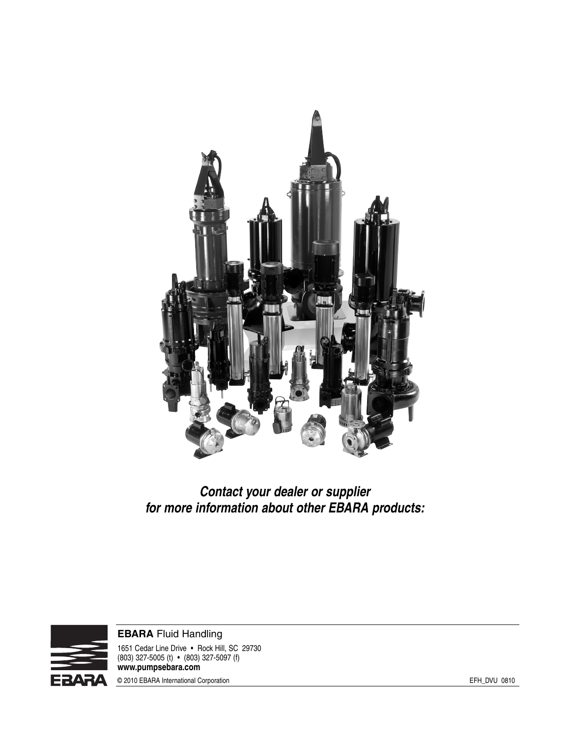***Contact your dealer or supplier for more information about other EBARA products:***

**EBARA** Fluid Handling

1651 Cedar Line Drive • Rock Hill, SC 29730
(803) 327-5005 (t) • (803) 327-5097 (f)
**www.pumpsebara.com**

© 2010 EBARA International Corporation

EFH_DVU 0810